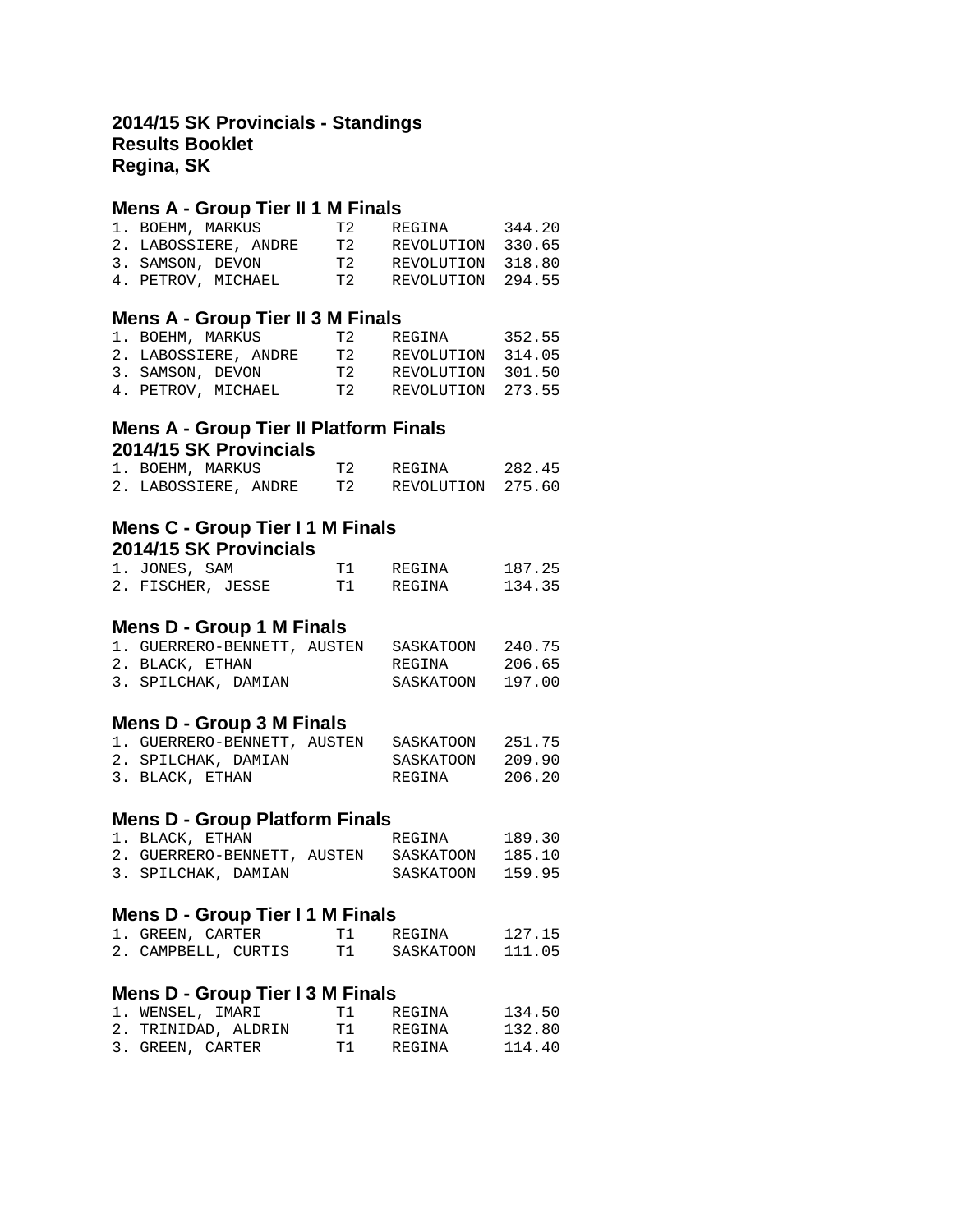**2014/15 SK Provincials - Standings**
**Results Booklet**
**Regina, SK**

### Mens A - Group Tier II 1 M Finals

| | Name | Tier | Club | Score |
|---|---|---|---|---|
| 1. | BOEHM, MARKUS | T2 | REGINA | 344.20 |
| 2. | LABOSSIERE, ANDRE | T2 | REVOLUTION | 330.65 |
| 3. | SAMSON, DEVON | T2 | REVOLUTION | 318.80 |
| 4. | PETROV, MICHAEL | T2 | REVOLUTION | 294.55 |

### Mens A - Group Tier II 3 M Finals

| | Name | Tier | Club | Score |
|---|---|---|---|---|
| 1. | BOEHM, MARKUS | T2 | REGINA | 352.55 |
| 2. | LABOSSIERE, ANDRE | T2 | REVOLUTION | 314.05 |
| 3. | SAMSON, DEVON | T2 | REVOLUTION | 301.50 |
| 4. | PETROV, MICHAEL | T2 | REVOLUTION | 273.55 |

### Mens A - Group Tier II Platform Finals
**2014/15 SK Provincials**

| | Name | Tier | Club | Score |
|---|---|---|---|---|
| 1. | BOEHM, MARKUS | T2 | REGINA | 282.45 |
| 2. | LABOSSIERE, ANDRE | T2 | REVOLUTION | 275.60 |

### Mens C - Group Tier I 1 M Finals
**2014/15 SK Provincials**

| | Name | Tier | Club | Score |
|---|---|---|---|---|
| 1. | JONES, SAM | T1 | REGINA | 187.25 |
| 2. | FISCHER, JESSE | T1 | REGINA | 134.35 |

### Mens D - Group 1 M Finals

| | Name | Club | Score |
|---|---|---|---|
| 1. | GUERRERO-BENNETT, AUSTEN | SASKATOON | 240.75 |
| 2. | BLACK, ETHAN | REGINA | 206.65 |
| 3. | SPILCHAK, DAMIAN | SASKATOON | 197.00 |

### Mens D - Group 3 M Finals

| | Name | Club | Score |
|---|---|---|---|
| 1. | GUERRERO-BENNETT, AUSTEN | SASKATOON | 251.75 |
| 2. | SPILCHAK, DAMIAN | SASKATOON | 209.90 |
| 3. | BLACK, ETHAN | REGINA | 206.20 |

### Mens D - Group Platform Finals

| | Name | Club | Score |
|---|---|---|---|
| 1. | BLACK, ETHAN | REGINA | 189.30 |
| 2. | GUERRERO-BENNETT, AUSTEN | SASKATOON | 185.10 |
| 3. | SPILCHAK, DAMIAN | SASKATOON | 159.95 |

### Mens D - Group Tier I 1 M Finals

| | Name | Tier | Club | Score |
|---|---|---|---|---|
| 1. | GREEN, CARTER | T1 | REGINA | 127.15 |
| 2. | CAMPBELL, CURTIS | T1 | SASKATOON | 111.05 |

### Mens D - Group Tier I 3 M Finals

| | Name | Tier | Club | Score |
|---|---|---|---|---|
| 1. | WENSEL, IMARI | T1 | REGINA | 134.50 |
| 2. | TRINIDAD, ALDRIN | T1 | REGINA | 132.80 |
| 3. | GREEN, CARTER | T1 | REGINA | 114.40 |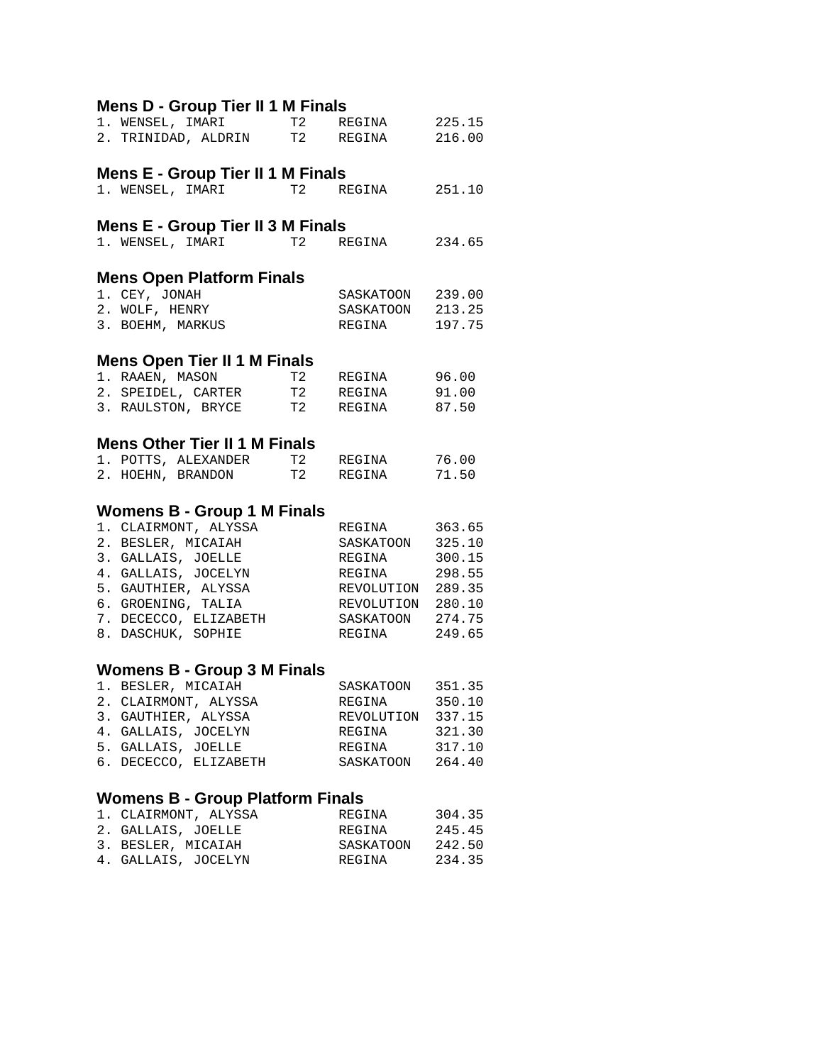### Mens D - Group Tier II 1 M Finals

```
1. WENSEL, IMARI        T2    REGINA      225.15
2. TRINIDAD, ALDRIN     T2    REGINA      216.00
```

### Mens E - Group Tier II 1 M Finals

```
1. WENSEL, IMARI        T2    REGINA      251.10
```

### Mens E - Group Tier II 3 M Finals

```
1. WENSEL, IMARI        T2    REGINA      234.65
```

### Mens Open Platform Finals

```
1. CEY, JONAH                 SASKATOON   239.00
2. WOLF, HENRY                SASKATOON   213.25
3. BOEHM, MARKUS              REGINA      197.75
```

### Mens Open Tier II 1 M Finals

```
1. RAAEN, MASON         T2    REGINA      96.00
2. SPEIDEL, CARTER      T2    REGINA      91.00
3. RAULSTON, BRYCE      T2    REGINA      87.50
```

### Mens Other Tier II 1 M Finals

```
1. POTTS, ALEXANDER     T2    REGINA      76.00
2. HOEHN, BRANDON       T2    REGINA      71.50
```

### Womens B - Group 1 M Finals

```
1. CLAIRMONT, ALYSSA          REGINA      363.65
2. BESLER, MICAIAH            SASKATOON   325.10
3. GALLAIS, JOELLE            REGINA      300.15
4. GALLAIS, JOCELYN           REGINA      298.55
5. GAUTHIER, ALYSSA           REVOLUTION  289.35
6. GROENING, TALIA            REVOLUTION  280.10
7. DECECCO, ELIZABETH         SASKATOON   274.75
8. DASCHUK, SOPHIE            REGINA      249.65
```

### Womens B - Group 3 M Finals

```
1. BESLER, MICAIAH            SASKATOON   351.35
2. CLAIRMONT, ALYSSA          REGINA      350.10
3. GAUTHIER, ALYSSA           REVOLUTION  337.15
4. GALLAIS, JOCELYN           REGINA      321.30
5. GALLAIS, JOELLE            REGINA      317.10
6. DECECCO, ELIZABETH         SASKATOON   264.40
```

### Womens B - Group Platform Finals

```
1. CLAIRMONT, ALYSSA          REGINA      304.35
2. GALLAIS, JOELLE            REGINA      245.45
3. BESLER, MICAIAH            SASKATOON   242.50
4. GALLAIS, JOCELYN           REGINA      234.35
```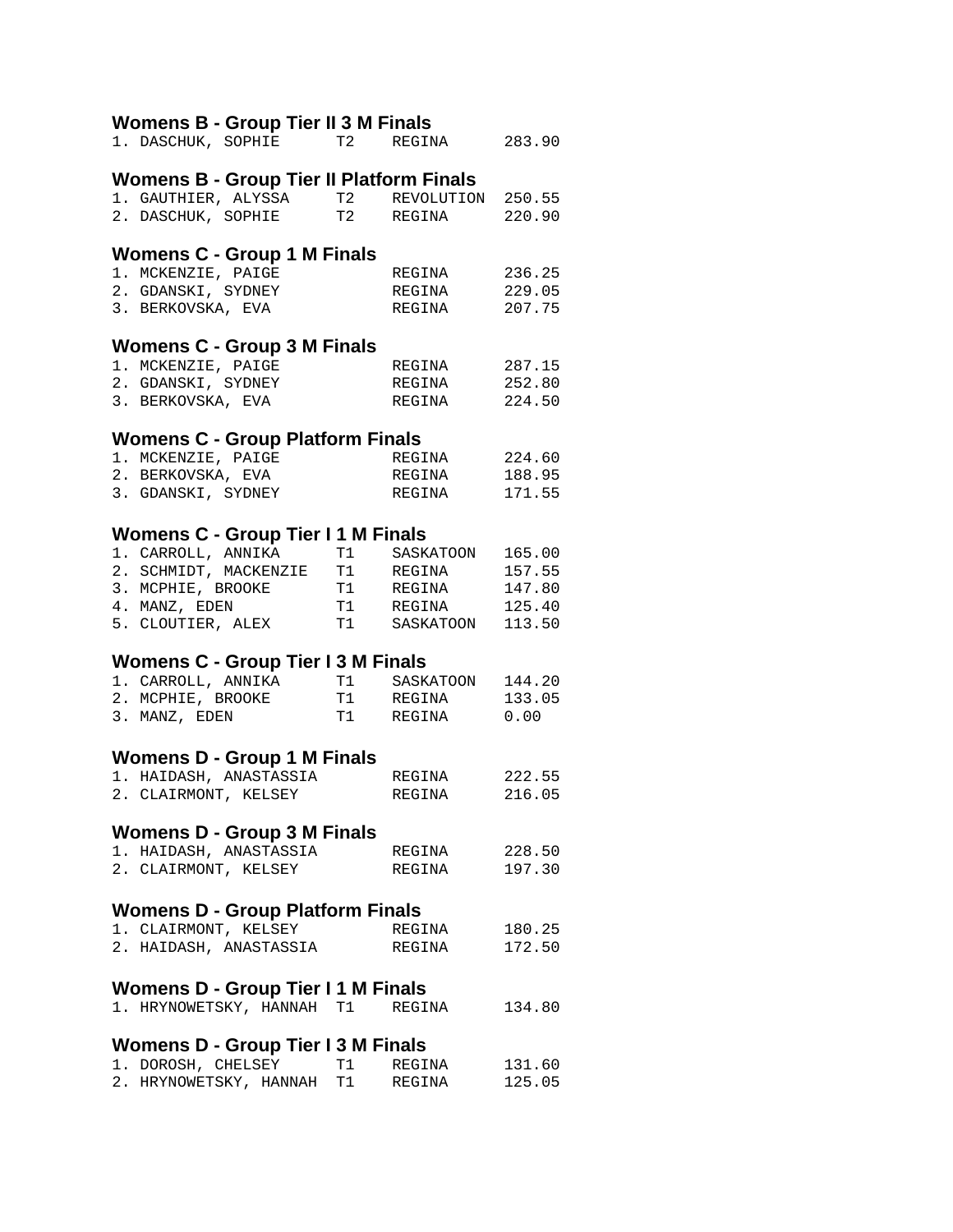### Womens B - Group Tier II 3 M Finals

| Place | Name | Tier | Club | Score |
|---|---|---|---|---|
| 1. | DASCHUK, SOPHIE | T2 | REGINA | 283.90 |

### Womens B - Group Tier II Platform Finals

| Place | Name | Tier | Club | Score |
|---|---|---|---|---|
| 1. | GAUTHIER, ALYSSA | T2 | REVOLUTION | 250.55 |
| 2. | DASCHUK, SOPHIE | T2 | REGINA | 220.90 |

### Womens C - Group 1 M Finals

| Place | Name | Tier | Club | Score |
|---|---|---|---|---|
| 1. | MCKENZIE, PAIGE | | REGINA | 236.25 |
| 2. | GDANSKI, SYDNEY | | REGINA | 229.05 |
| 3. | BERKOVSKA, EVA | | REGINA | 207.75 |

### Womens C - Group 3 M Finals

| Place | Name | Tier | Club | Score |
|---|---|---|---|---|
| 1. | MCKENZIE, PAIGE | | REGINA | 287.15 |
| 2. | GDANSKI, SYDNEY | | REGINA | 252.80 |
| 3. | BERKOVSKA, EVA | | REGINA | 224.50 |

### Womens C - Group Platform Finals

| Place | Name | Tier | Club | Score |
|---|---|---|---|---|
| 1. | MCKENZIE, PAIGE | | REGINA | 224.60 |
| 2. | BERKOVSKA, EVA | | REGINA | 188.95 |
| 3. | GDANSKI, SYDNEY | | REGINA | 171.55 |

### Womens C - Group Tier I 1 M Finals

| Place | Name | Tier | Club | Score |
|---|---|---|---|---|
| 1. | CARROLL, ANNIKA | T1 | SASKATOON | 165.00 |
| 2. | SCHMIDT, MACKENZIE | T1 | REGINA | 157.55 |
| 3. | MCPHIE, BROOKE | T1 | REGINA | 147.80 |
| 4. | MANZ, EDEN | T1 | REGINA | 125.40 |
| 5. | CLOUTIER, ALEX | T1 | SASKATOON | 113.50 |

### Womens C - Group Tier I 3 M Finals

| Place | Name | Tier | Club | Score |
|---|---|---|---|---|
| 1. | CARROLL, ANNIKA | T1 | SASKATOON | 144.20 |
| 2. | MCPHIE, BROOKE | T1 | REGINA | 133.05 |
| 3. | MANZ, EDEN | T1 | REGINA | 0.00 |

### Womens D - Group 1 M Finals

| Place | Name | Tier | Club | Score |
|---|---|---|---|---|
| 1. | HAIDASH, ANASTASSIA | | REGINA | 222.55 |
| 2. | CLAIRMONT, KELSEY | | REGINA | 216.05 |

### Womens D - Group 3 M Finals

| Place | Name | Tier | Club | Score |
|---|---|---|---|---|
| 1. | HAIDASH, ANASTASSIA | | REGINA | 228.50 |
| 2. | CLAIRMONT, KELSEY | | REGINA | 197.30 |

### Womens D - Group Platform Finals

| Place | Name | Tier | Club | Score |
|---|---|---|---|---|
| 1. | CLAIRMONT, KELSEY | | REGINA | 180.25 |
| 2. | HAIDASH, ANASTASSIA | | REGINA | 172.50 |

### Womens D - Group Tier I 1 M Finals

| Place | Name | Tier | Club | Score |
|---|---|---|---|---|
| 1. | HRYNOWETSKY, HANNAH | T1 | REGINA | 134.80 |

### Womens D - Group Tier I 3 M Finals

| Place | Name | Tier | Club | Score |
|---|---|---|---|---|
| 1. | DOROSH, CHELSEY | T1 | REGINA | 131.60 |
| 2. | HRYNOWETSKY, HANNAH | T1 | REGINA | 125.05 |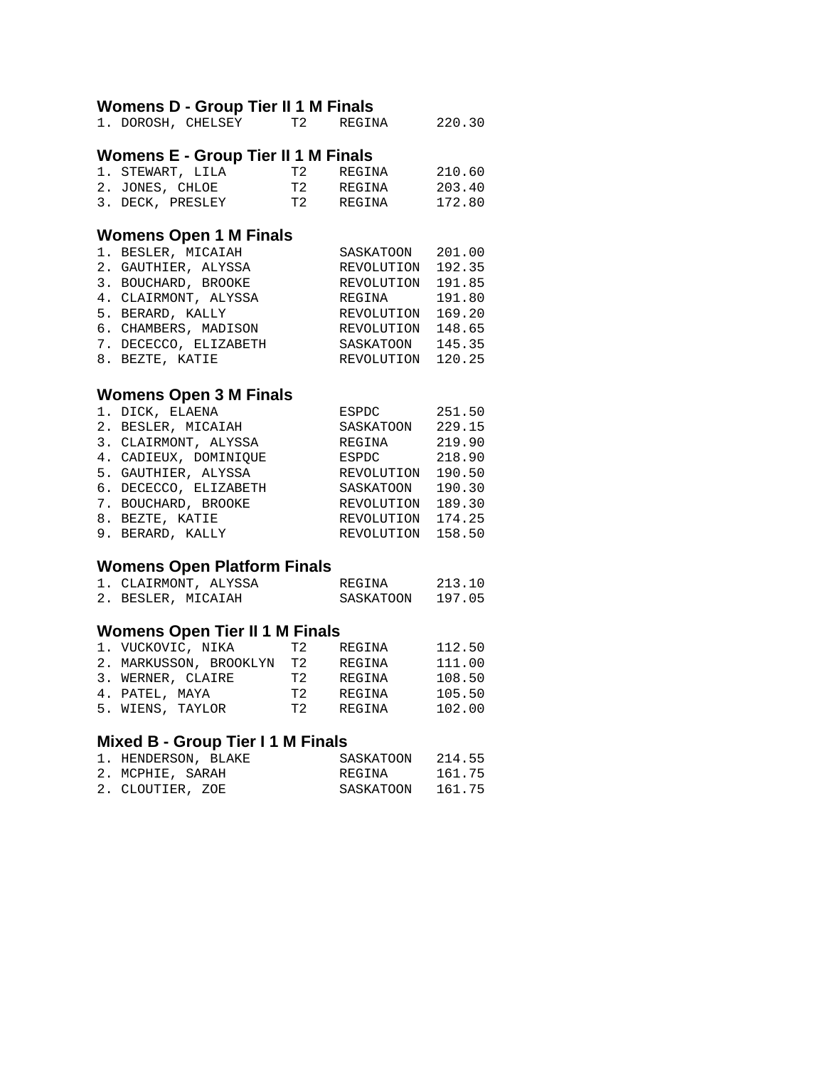### Womens D - Group Tier II 1 M Finals

| | | | | |
|---|---|---|---|---|
| 1. | DOROSH, CHELSEY | T2 | REGINA | 220.30 |

### Womens E - Group Tier II 1 M Finals

| | | | | |
|---|---|---|---|---|
| 1. | STEWART, LILA | T2 | REGINA | 210.60 |
| 2. | JONES, CHLOE | T2 | REGINA | 203.40 |
| 3. | DECK, PRESLEY | T2 | REGINA | 172.80 |

### Womens Open 1 M Finals

| | | | |
|---|---|---|---|
| 1. | BESLER, MICAIAH | SASKATOON | 201.00 |
| 2. | GAUTHIER, ALYSSA | REVOLUTION | 192.35 |
| 3. | BOUCHARD, BROOKE | REVOLUTION | 191.85 |
| 4. | CLAIRMONT, ALYSSA | REGINA | 191.80 |
| 5. | BERARD, KALLY | REVOLUTION | 169.20 |
| 6. | CHAMBERS, MADISON | REVOLUTION | 148.65 |
| 7. | DECECCO, ELIZABETH | SASKATOON | 145.35 |
| 8. | BEZTE, KATIE | REVOLUTION | 120.25 |

### Womens Open 3 M Finals

| | | | |
|---|---|---|---|
| 1. | DICK, ELAENA | ESPDC | 251.50 |
| 2. | BESLER, MICAIAH | SASKATOON | 229.15 |
| 3. | CLAIRMONT, ALYSSA | REGINA | 219.90 |
| 4. | CADIEUX, DOMINIQUE | ESPDC | 218.90 |
| 5. | GAUTHIER, ALYSSA | REVOLUTION | 190.50 |
| 6. | DECECCO, ELIZABETH | SASKATOON | 190.30 |
| 7. | BOUCHARD, BROOKE | REVOLUTION | 189.30 |
| 8. | BEZTE, KATIE | REVOLUTION | 174.25 |
| 9. | BERARD, KALLY | REVOLUTION | 158.50 |

### Womens Open Platform Finals

| | | | |
|---|---|---|---|
| 1. | CLAIRMONT, ALYSSA | REGINA | 213.10 |
| 2. | BESLER, MICAIAH | SASKATOON | 197.05 |

### Womens Open Tier II 1 M Finals

| | | | | |
|---|---|---|---|---|
| 1. | VUCKOVIC, NIKA | T2 | REGINA | 112.50 |
| 2. | MARKUSSON, BROOKLYN | T2 | REGINA | 111.00 |
| 3. | WERNER, CLAIRE | T2 | REGINA | 108.50 |
| 4. | PATEL, MAYA | T2 | REGINA | 105.50 |
| 5. | WIENS, TAYLOR | T2 | REGINA | 102.00 |

### Mixed B - Group Tier I 1 M Finals

| | | | |
|---|---|---|---|
| 1. | HENDERSON, BLAKE | SASKATOON | 214.55 |
| 2. | MCPHIE, SARAH | REGINA | 161.75 |
| 2. | CLOUTIER, ZOE | SASKATOON | 161.75 |